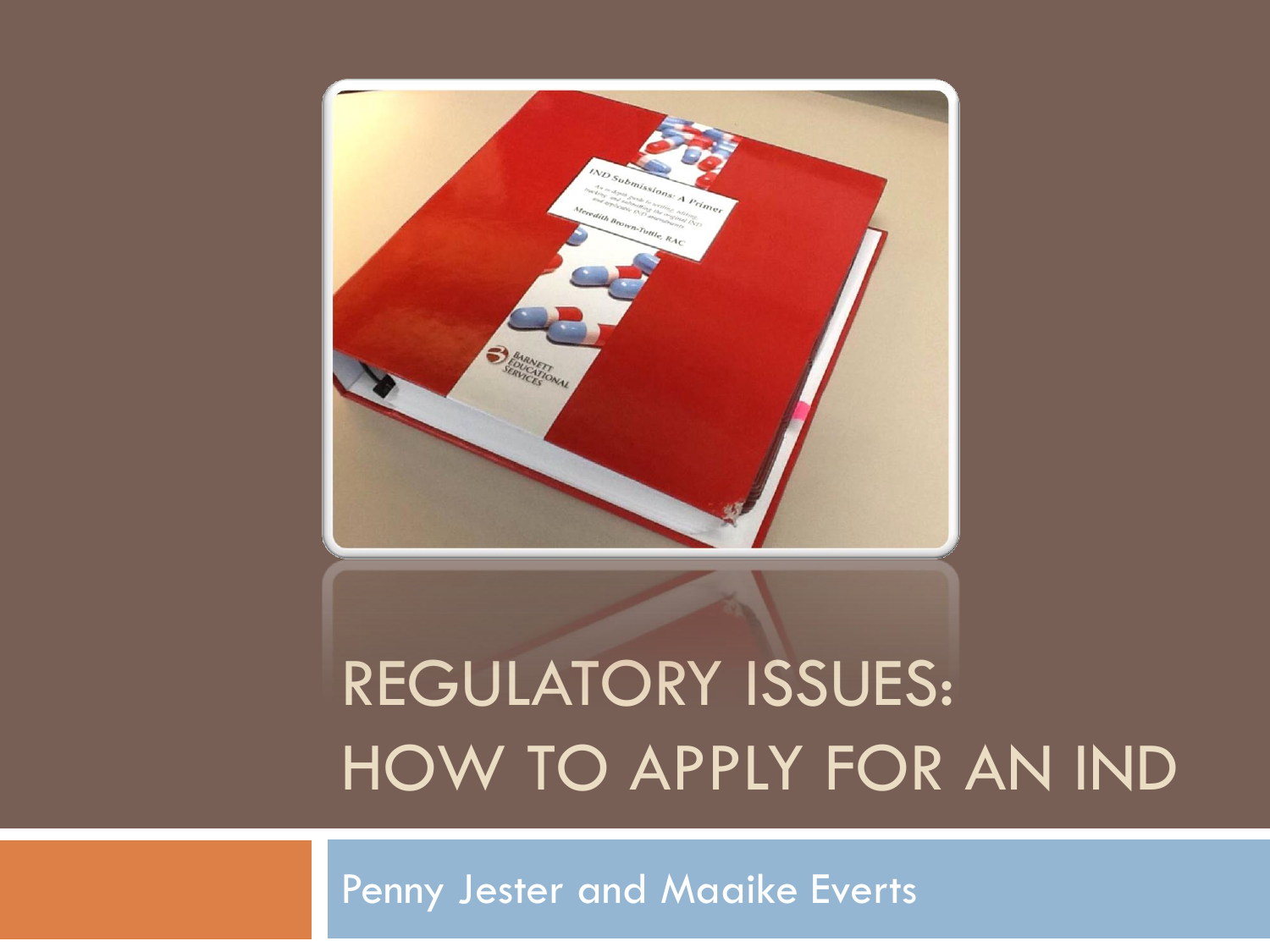# REGULATORY ISSUES: HOW TO APPLY FOR AN IND

Penny Jester and Maaike Everts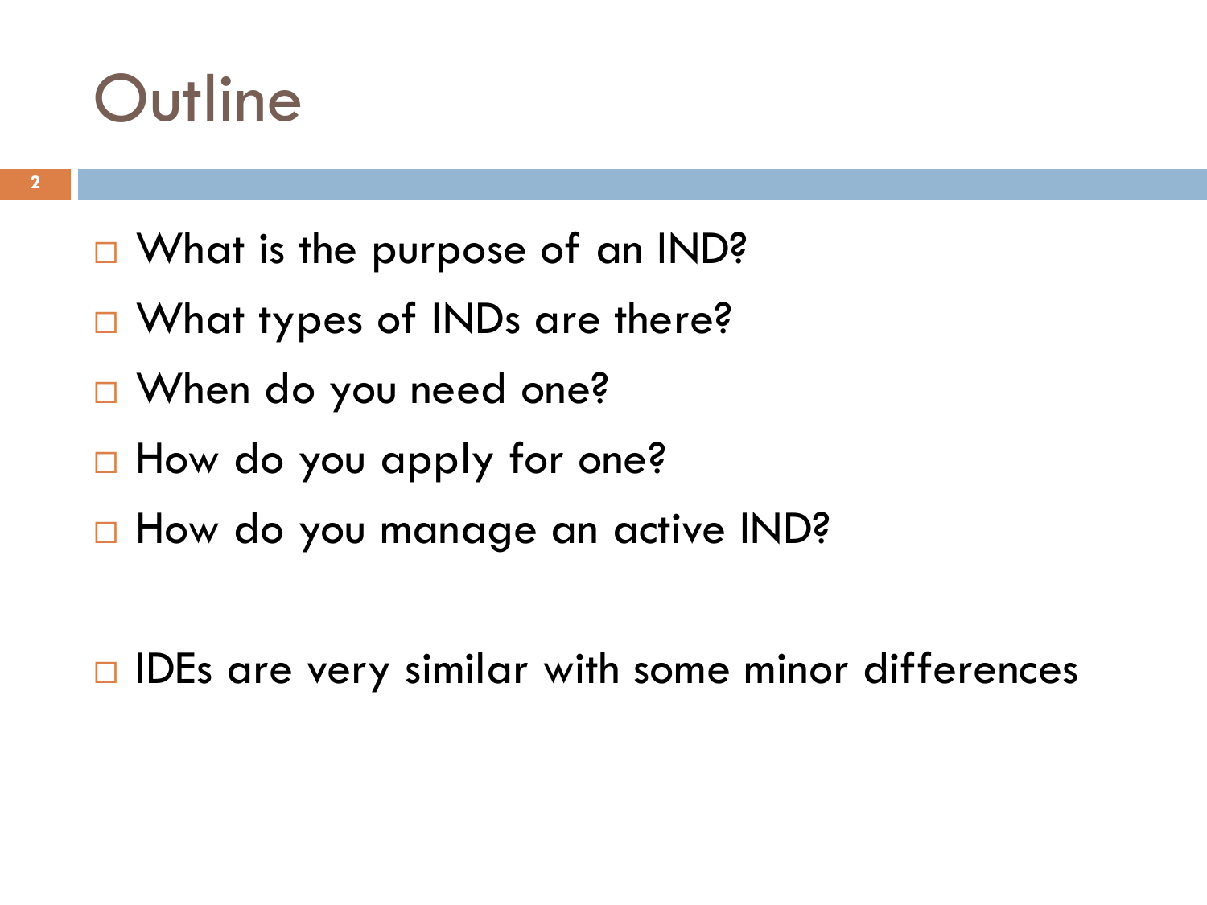# Outline

- What is the purpose of an IND?
- What types of INDs are there?
- When do you need one?
- How do you apply for one?
- How do you manage an active IND?

- IDEs are very similar with some minor differences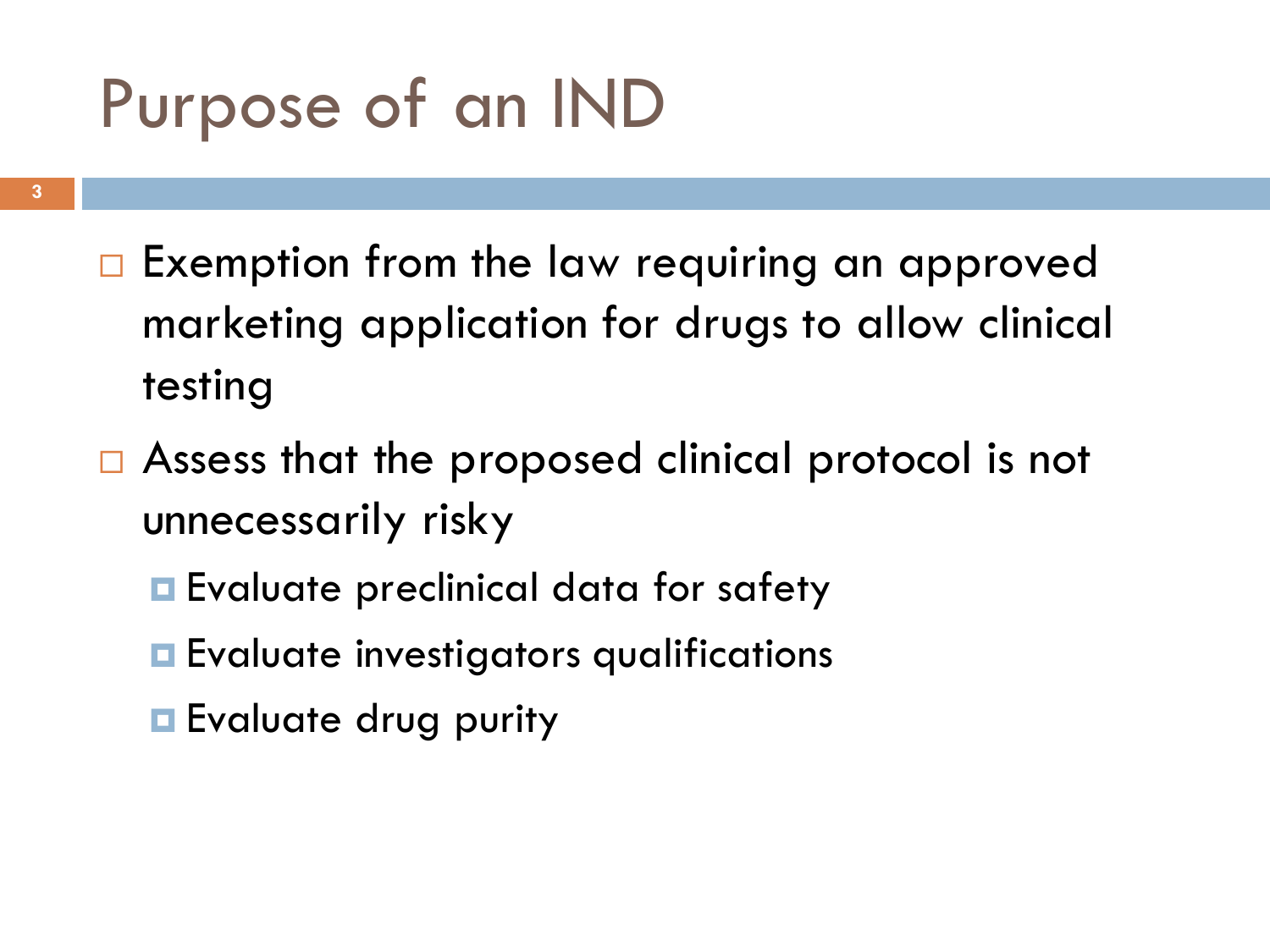# Purpose of an IND

- Exemption from the law requiring an approved marketing application for drugs to allow clinical testing
- Assess that the proposed clinical protocol is not unnecessarily risky
  - Evaluate preclinical data for safety
  - Evaluate investigators qualifications
  - Evaluate drug purity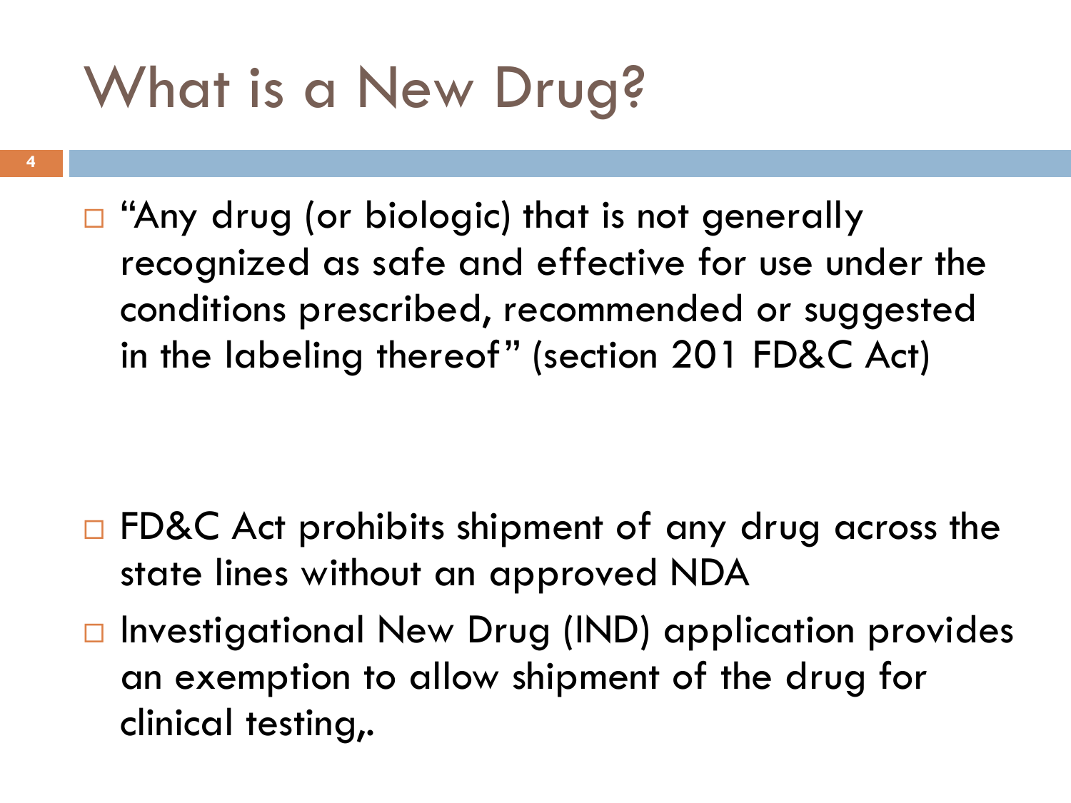# What is a New Drug?

- "Any drug (or biologic) that is not generally recognized as safe and effective for use under the conditions prescribed, recommended or suggested in the labeling thereof" (section 201 FD&C Act)

- FD&C Act prohibits shipment of any drug across the state lines without an approved NDA
- Investigational New Drug (IND) application provides an exemption to allow shipment of the drug for clinical testing,.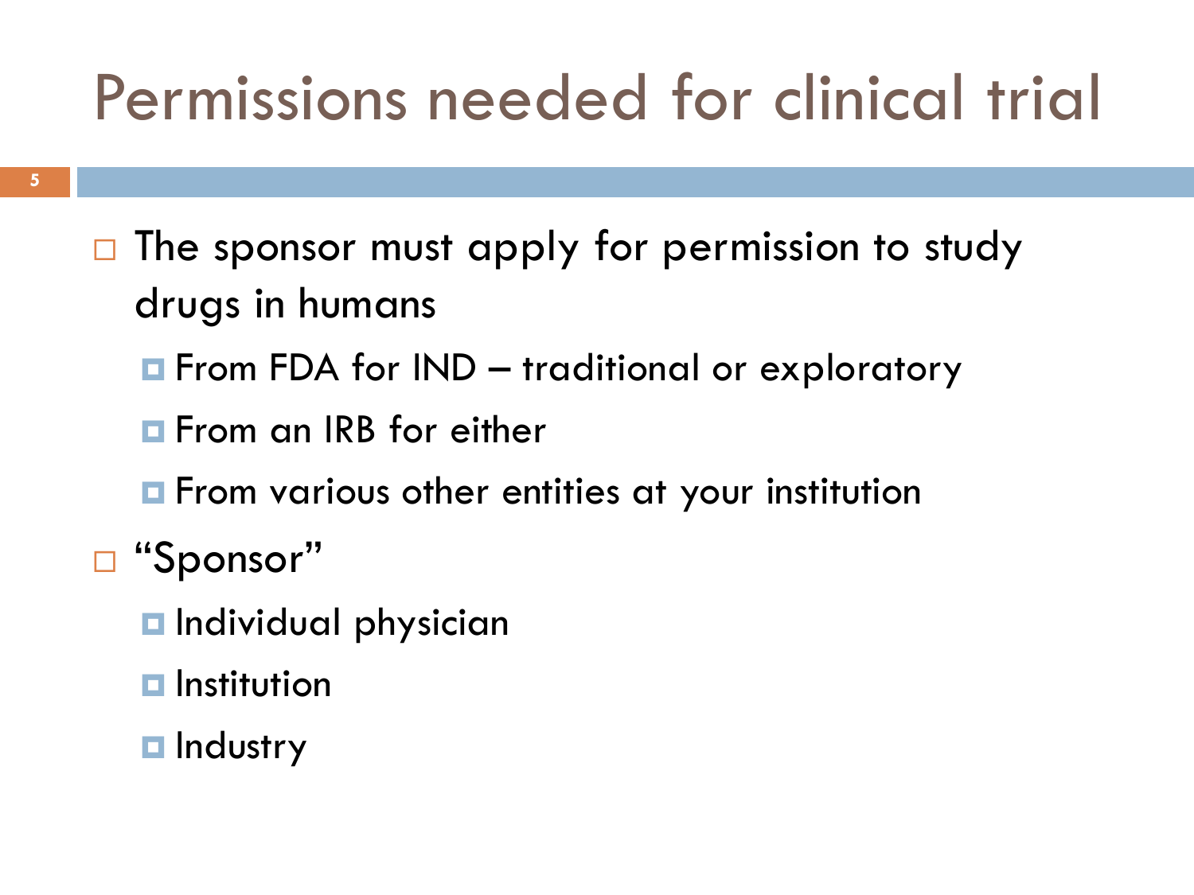# Permissions needed for clinical trial

- The sponsor must apply for permission to study drugs in humans
  - From FDA for IND – traditional or exploratory
  - From an IRB for either
  - From various other entities at your institution
- "Sponsor"
  - Individual physician
  - Institution
  - Industry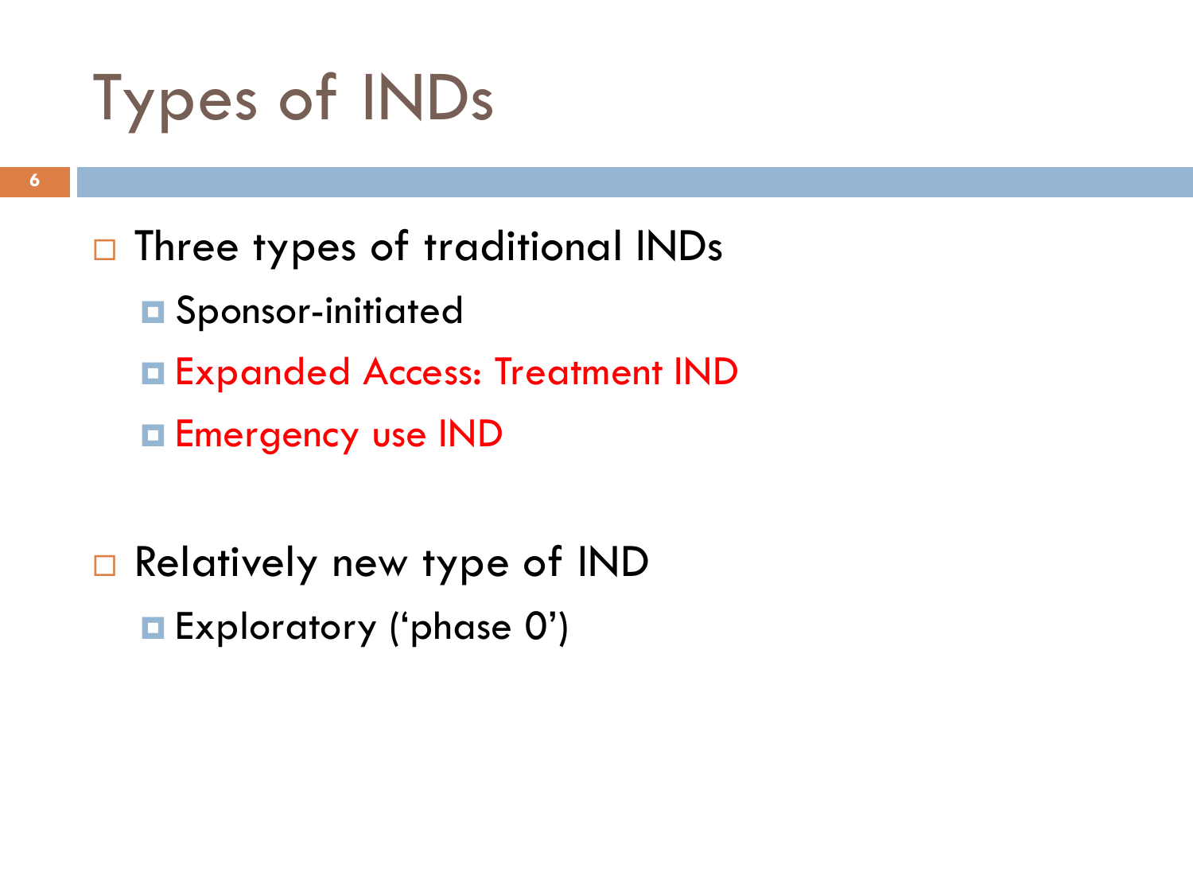# Types of INDs

- Three types of traditional INDs
  - Sponsor-initiated
  - Expanded Access: Treatment IND
  - Emergency use IND

- Relatively new type of IND
  - Exploratory ('phase 0')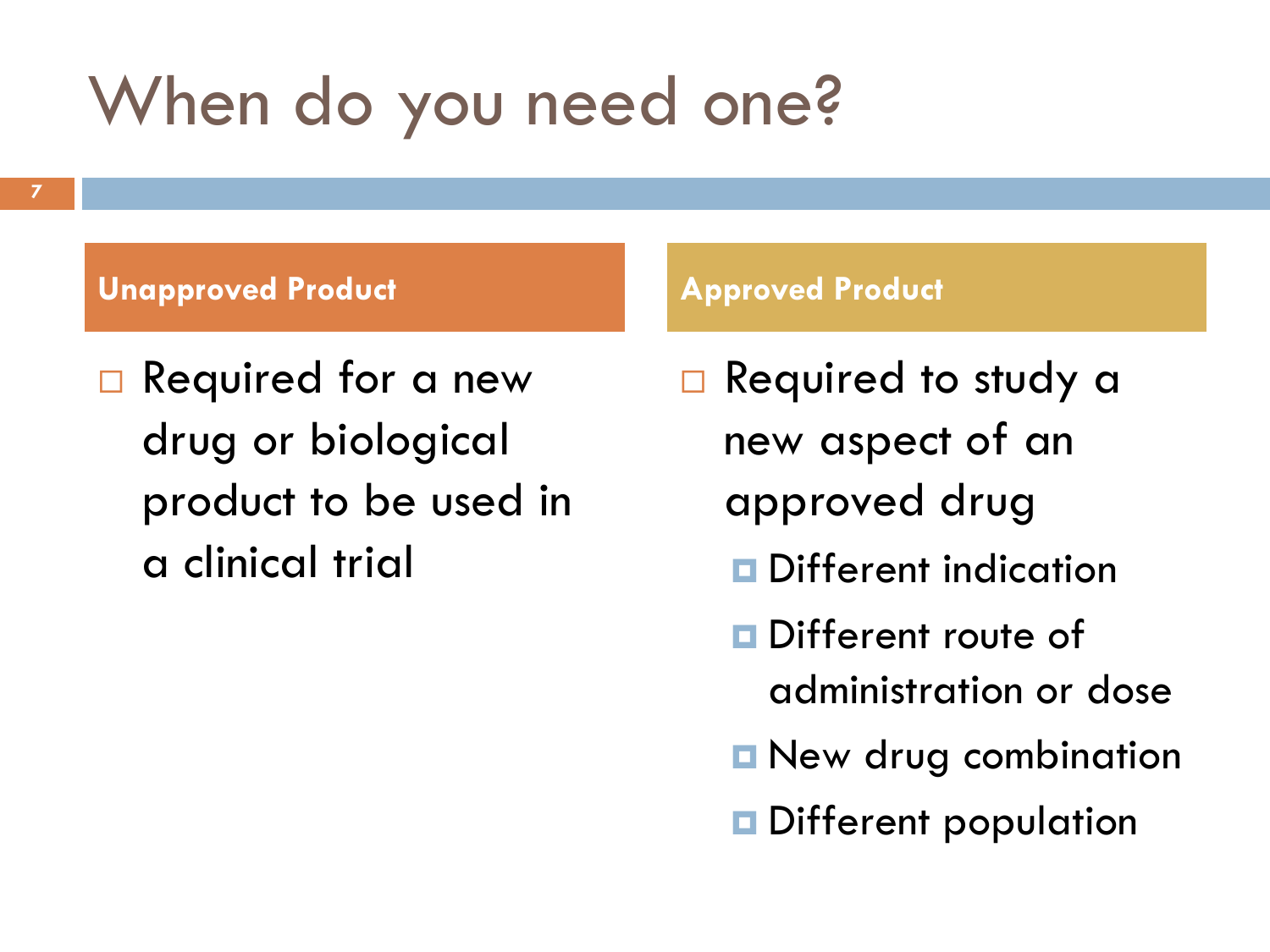# When do you need one?

## Unapproved Product

- Required for a new drug or biological product to be used in a clinical trial

## Approved Product

- Required to study a new aspect of an approved drug
  - Different indication
  - Different route of administration or dose
  - New drug combination
  - Different population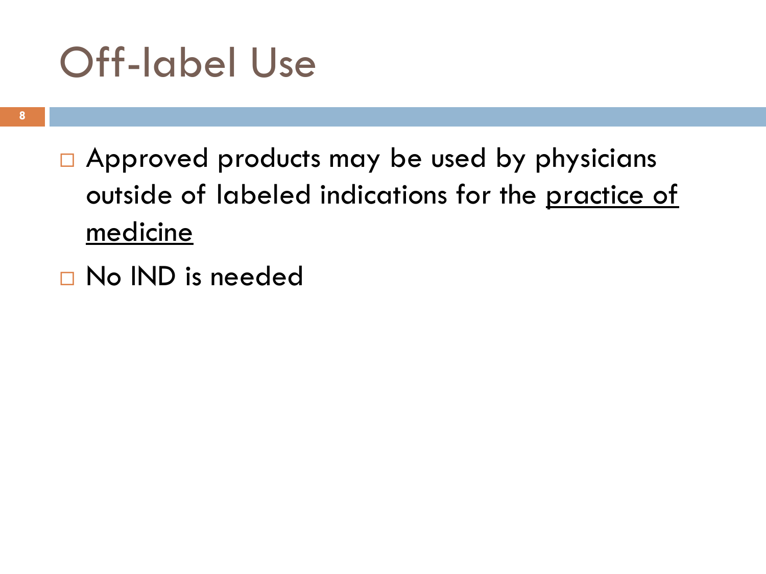# Off-label Use

- Approved products may be used by physicians outside of labeled indications for the <u>practice of medicine</u>
- No IND is needed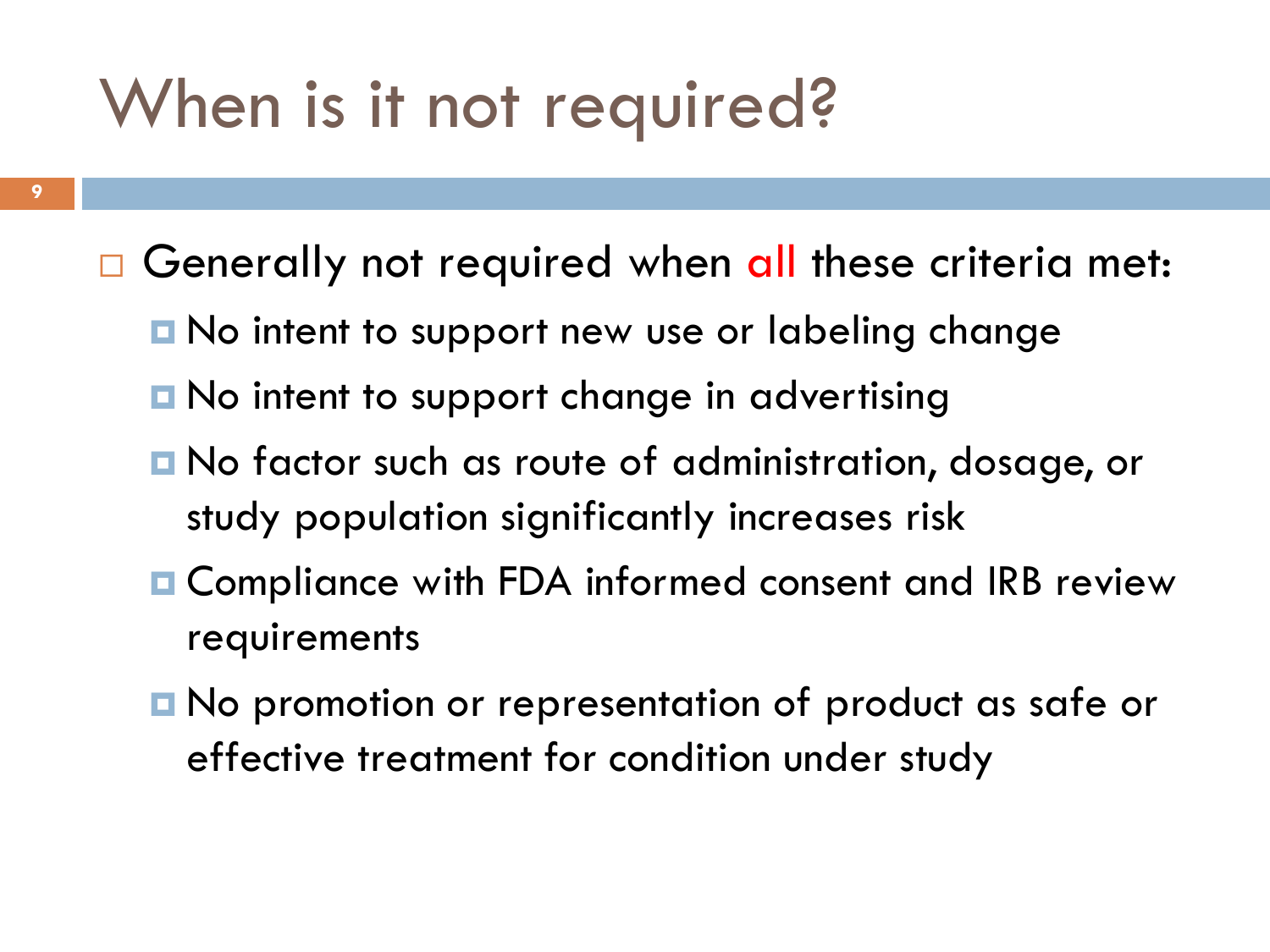# When is it not required?

- Generally not required when all these criteria met:
  - No intent to support new use or labeling change
  - No intent to support change in advertising
  - No factor such as route of administration, dosage, or study population significantly increases risk
  - Compliance with FDA informed consent and IRB review requirements
  - No promotion or representation of product as safe or effective treatment for condition under study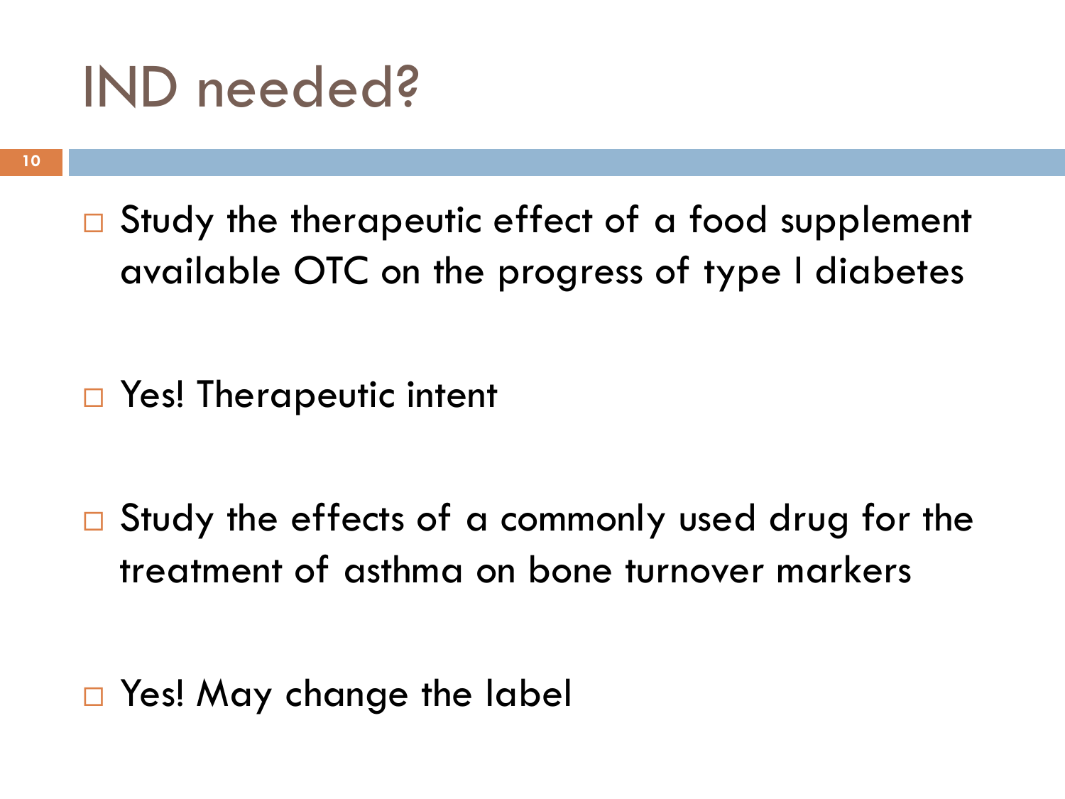# IND needed?

- Study the therapeutic effect of a food supplement available OTC on the progress of type I diabetes

- Yes! Therapeutic intent

- Study the effects of a commonly used drug for the treatment of asthma on bone turnover markers

- Yes! May change the label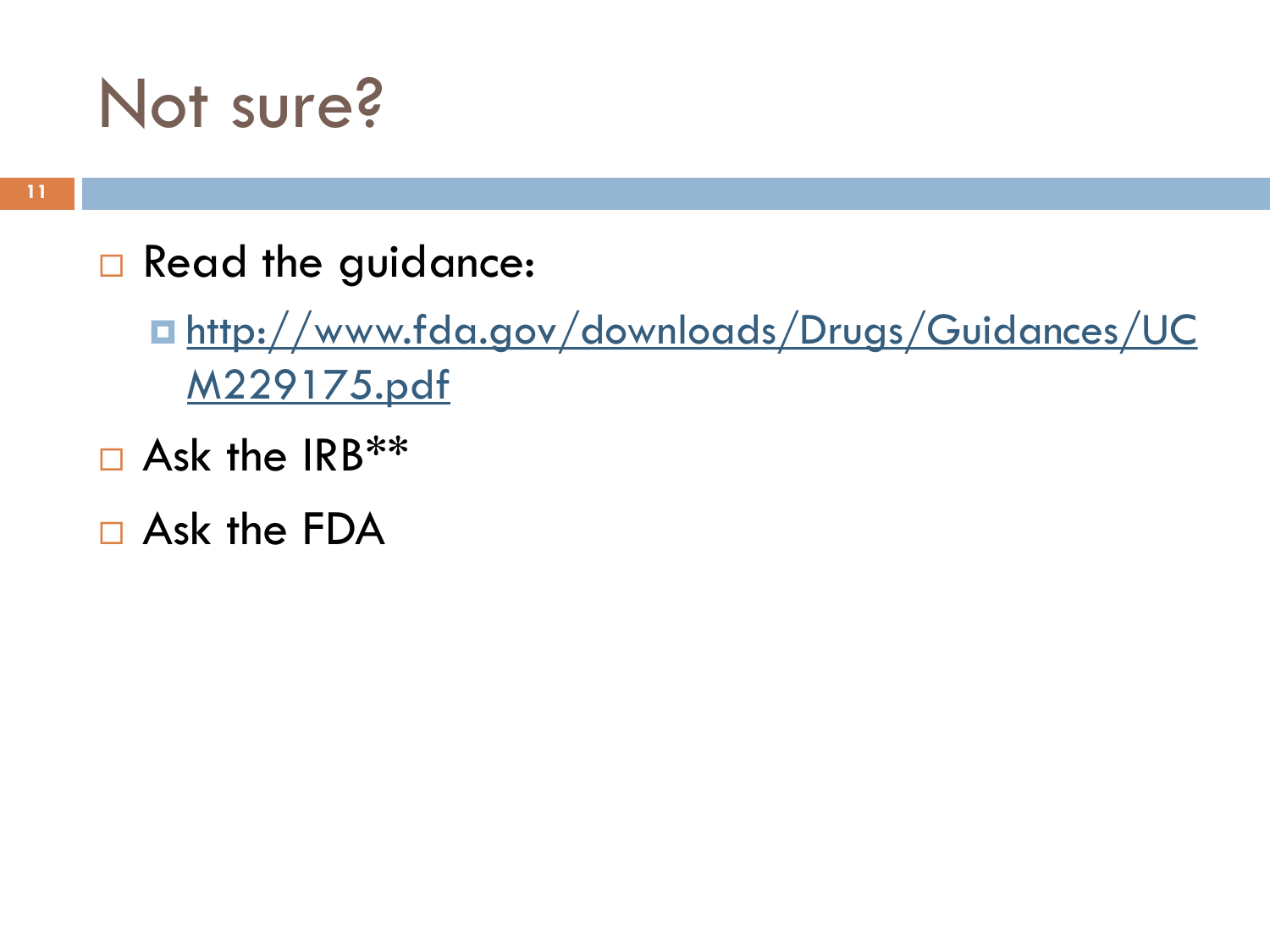# Not sure?

- Read the guidance:
  - http://www.fda.gov/downloads/Drugs/Guidances/UCM229175.pdf
- Ask the IRB**
- Ask the FDA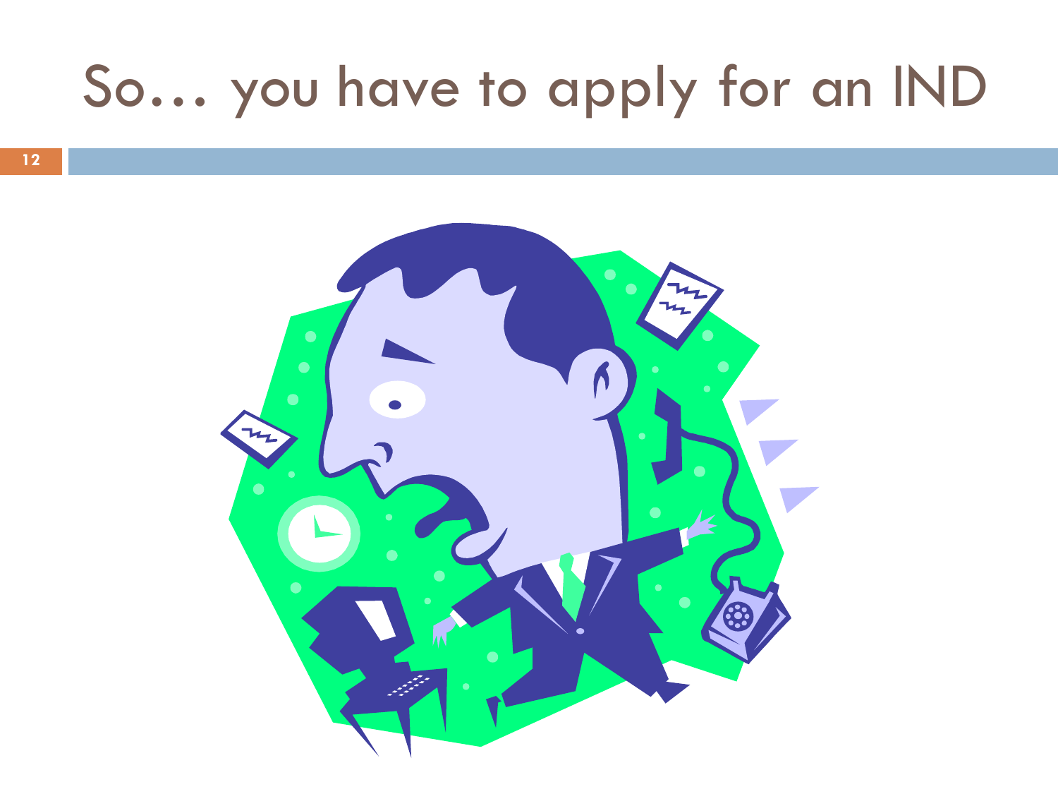# So… you have to apply for an IND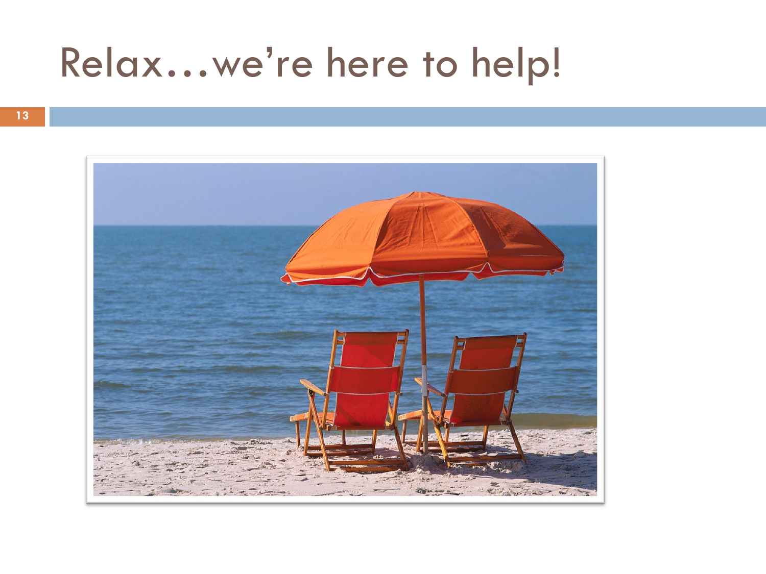# Relax…we're here to help!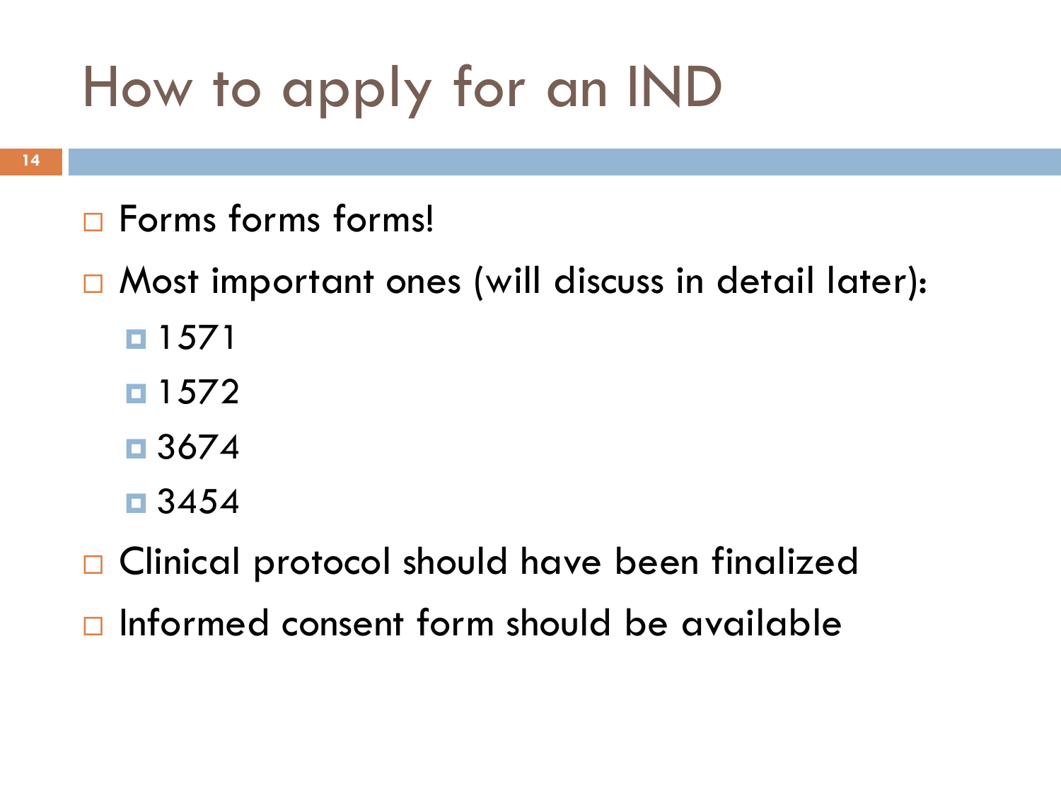# How to apply for an IND

- Forms forms forms!
- Most important ones (will discuss in detail later):
  - 1571
  - 1572
  - 3674
  - 3454
- Clinical protocol should have been finalized
- Informed consent form should be available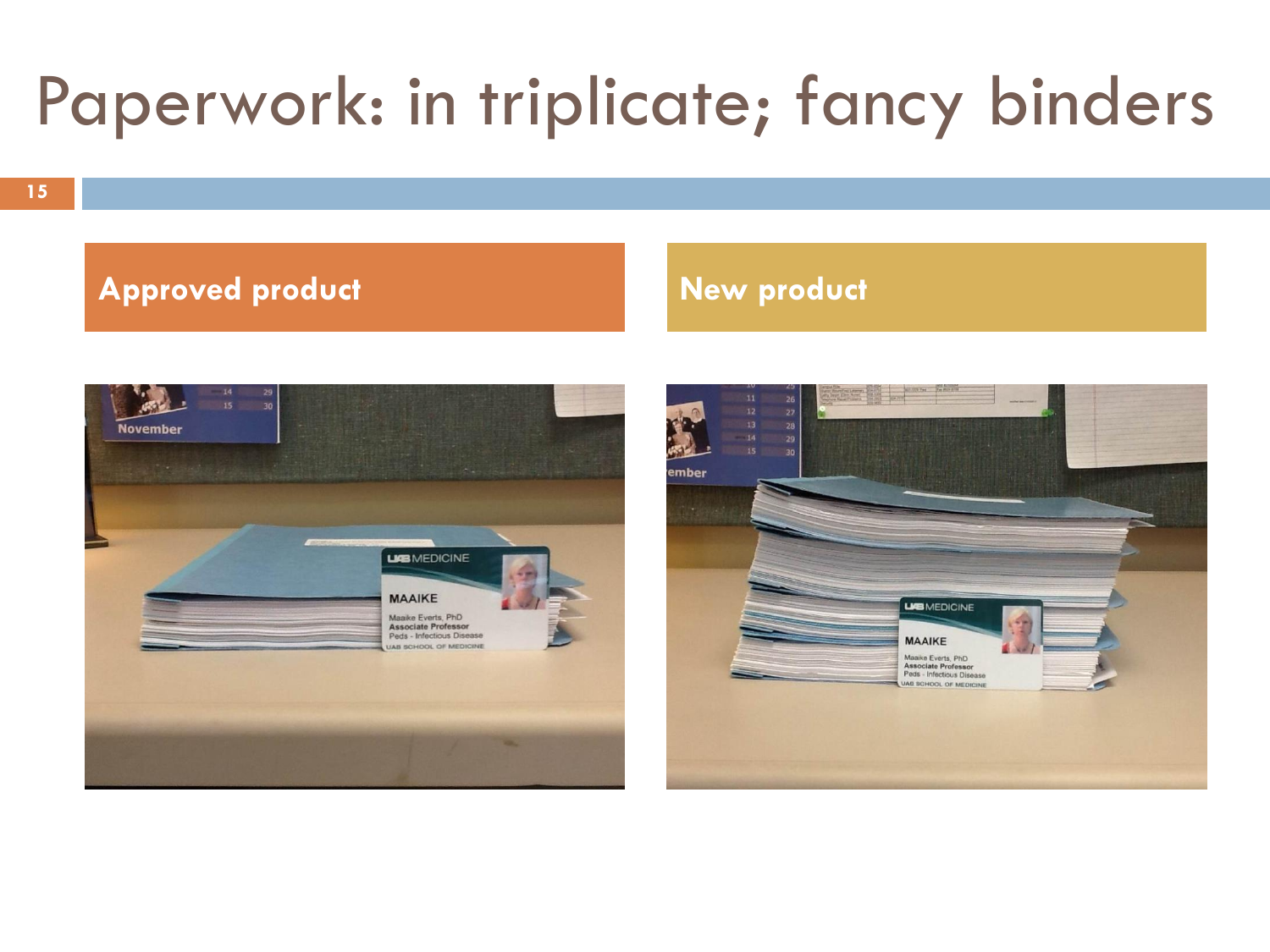# Paperwork: in triplicate; fancy binders

**Approved product**

**New product**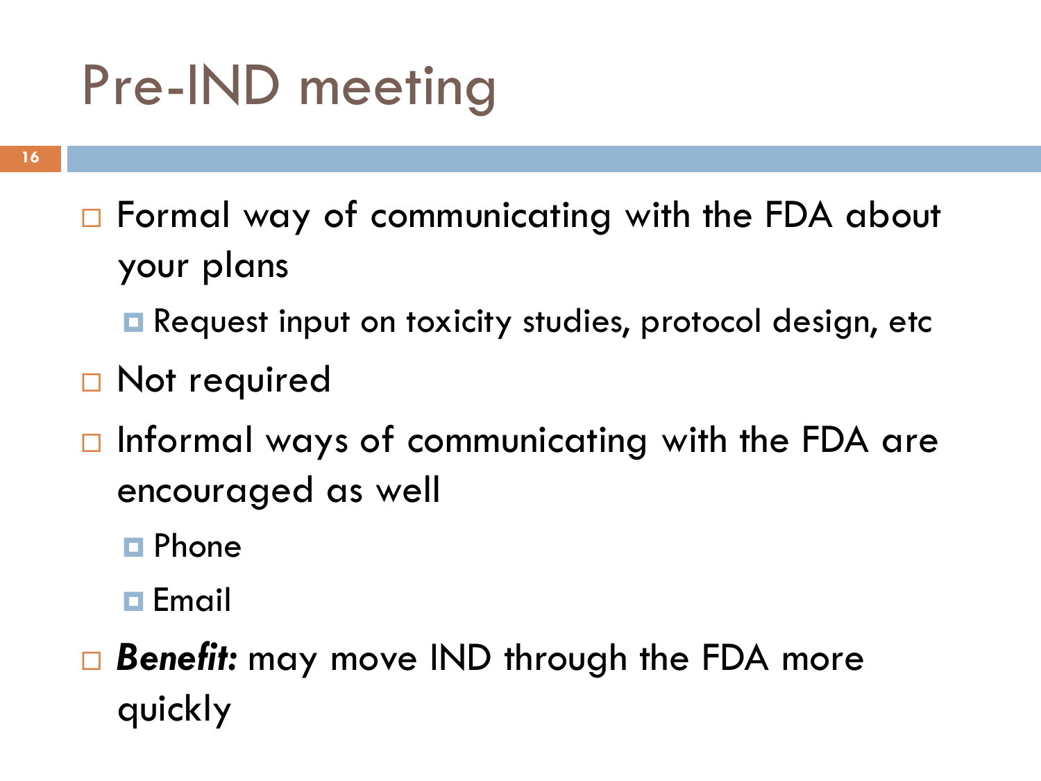# Pre-IND meeting

- Formal way of communicating with the FDA about your plans
  - Request input on toxicity studies, protocol design, etc
- Not required
- Informal ways of communicating with the FDA are encouraged as well
  - Phone
  - Email
- ***Benefit:*** may move IND through the FDA more quickly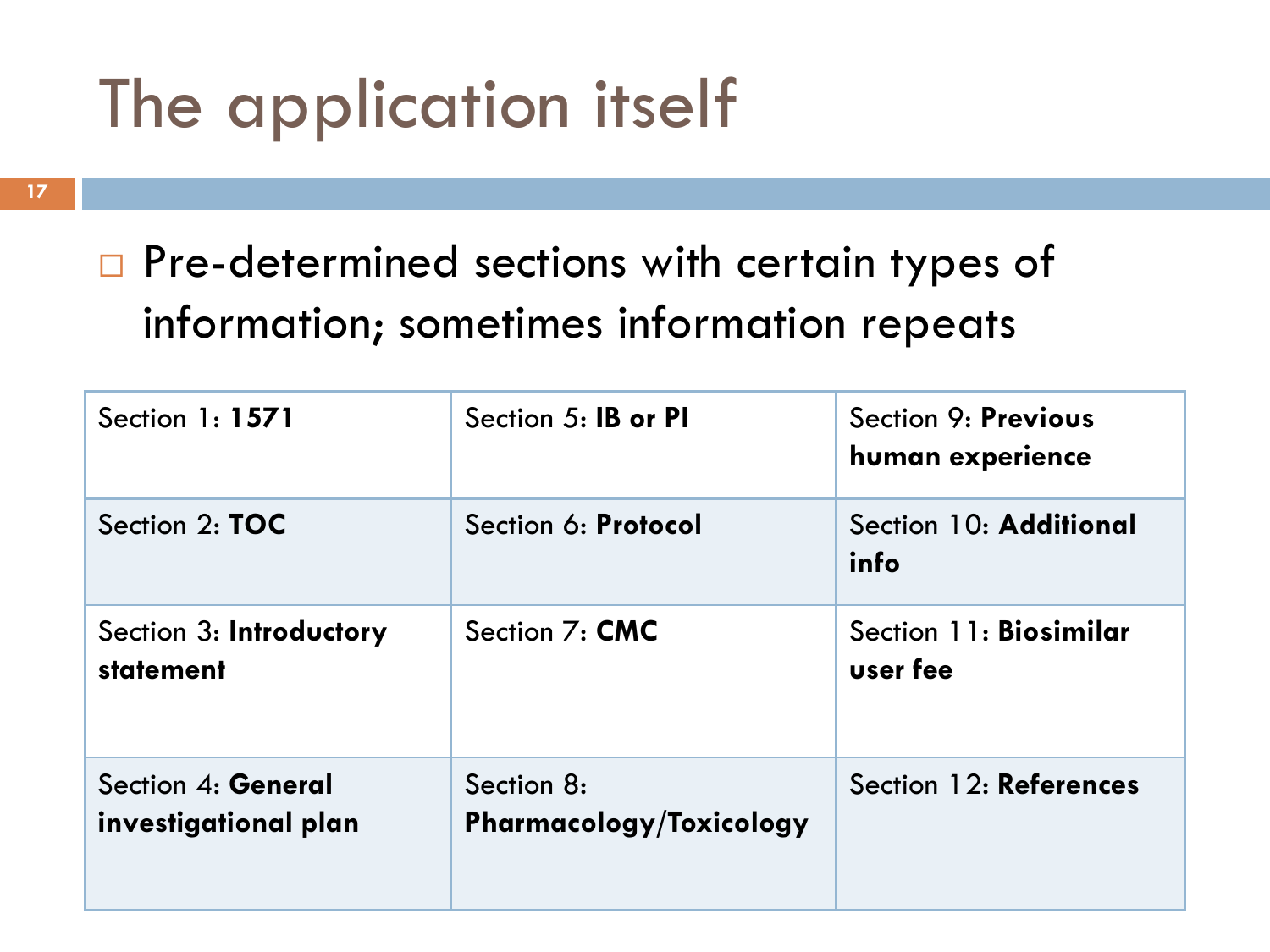# The application itself

- Pre-determined sections with certain types of information; sometimes information repeats

| | | |
|---|---|---|
| Section 1: **1571** | Section 5: **IB or PI** | Section 9: **Previous human experience** |
| Section 2: **TOC** | Section 6: **Protocol** | Section 10: **Additional info** |
| Section 3: **Introductory statement** | Section 7: **CMC** | Section 11: **Biosimilar user fee** |
| Section 4: **General investigational plan** | Section 8: **Pharmacology/Toxicology** | Section 12: **References** |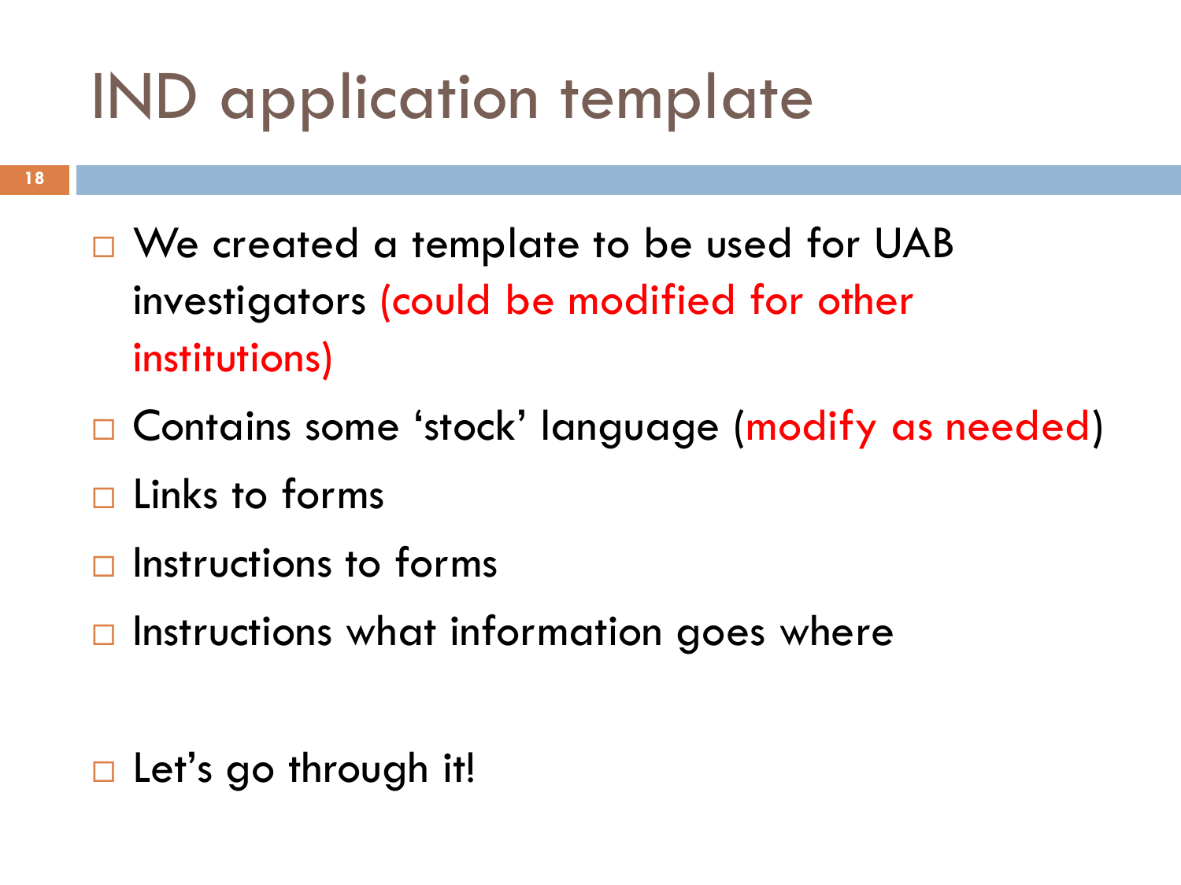# IND application template

- We created a template to be used for UAB investigators (could be modified for other institutions)
- Contains some 'stock' language (modify as needed)
- Links to forms
- Instructions to forms
- Instructions what information goes where

- Let's go through it!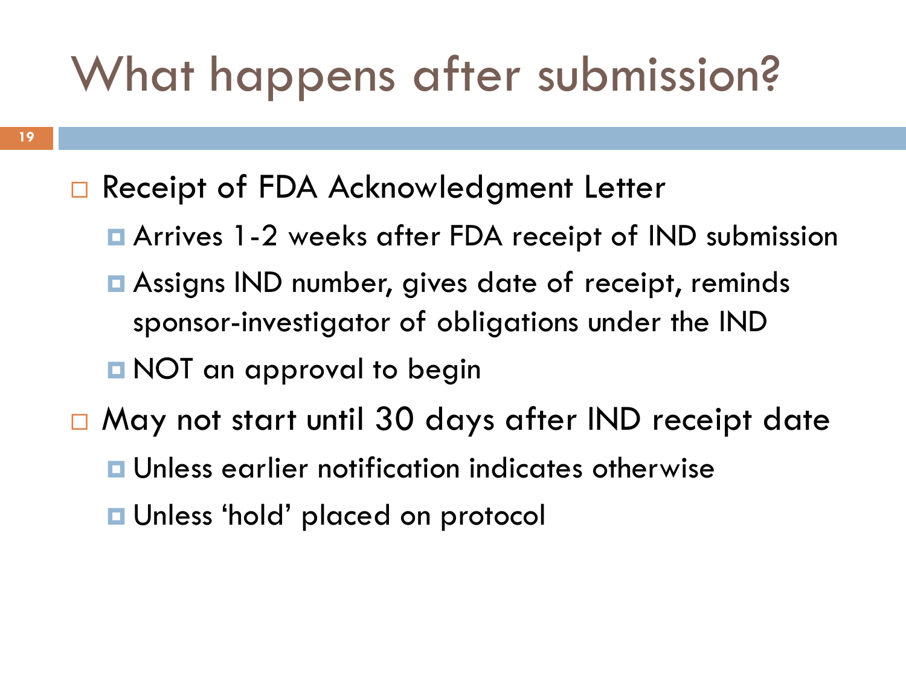# What happens after submission?

- Receipt of FDA Acknowledgment Letter
  - Arrives 1-2 weeks after FDA receipt of IND submission
  - Assigns IND number, gives date of receipt, reminds sponsor-investigator of obligations under the IND
  - NOT an approval to begin
- May not start until 30 days after IND receipt date
  - Unless earlier notification indicates otherwise
  - Unless 'hold' placed on protocol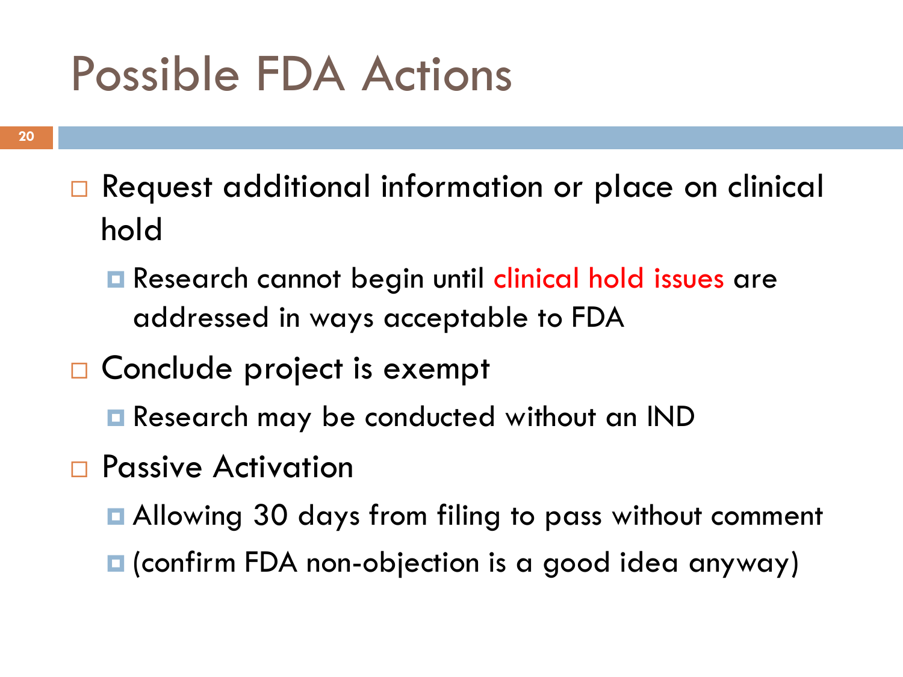# Possible FDA Actions

- Request additional information or place on clinical hold
  - Research cannot begin until clinical hold issues are addressed in ways acceptable to FDA
- Conclude project is exempt
  - Research may be conducted without an IND
- Passive Activation
  - Allowing 30 days from filing to pass without comment
  - (confirm FDA non-objection is a good idea anyway)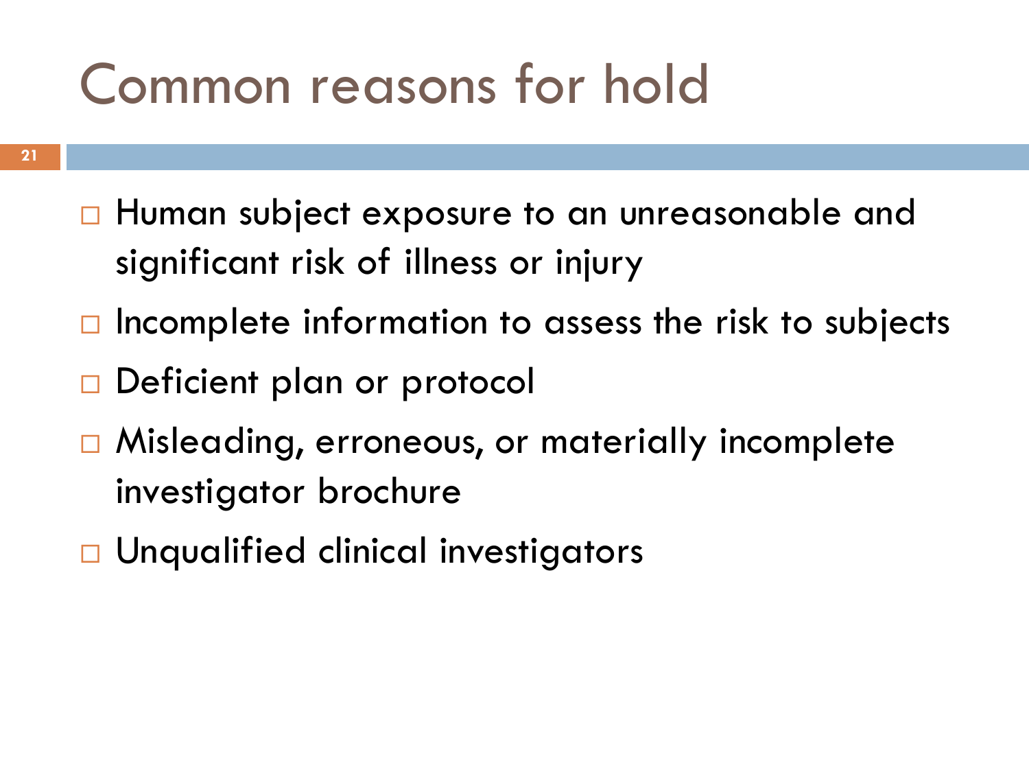# Common reasons for hold

- Human subject exposure to an unreasonable and significant risk of illness or injury
- Incomplete information to assess the risk to subjects
- Deficient plan or protocol
- Misleading, erroneous, or materially incomplete investigator brochure
- Unqualified clinical investigators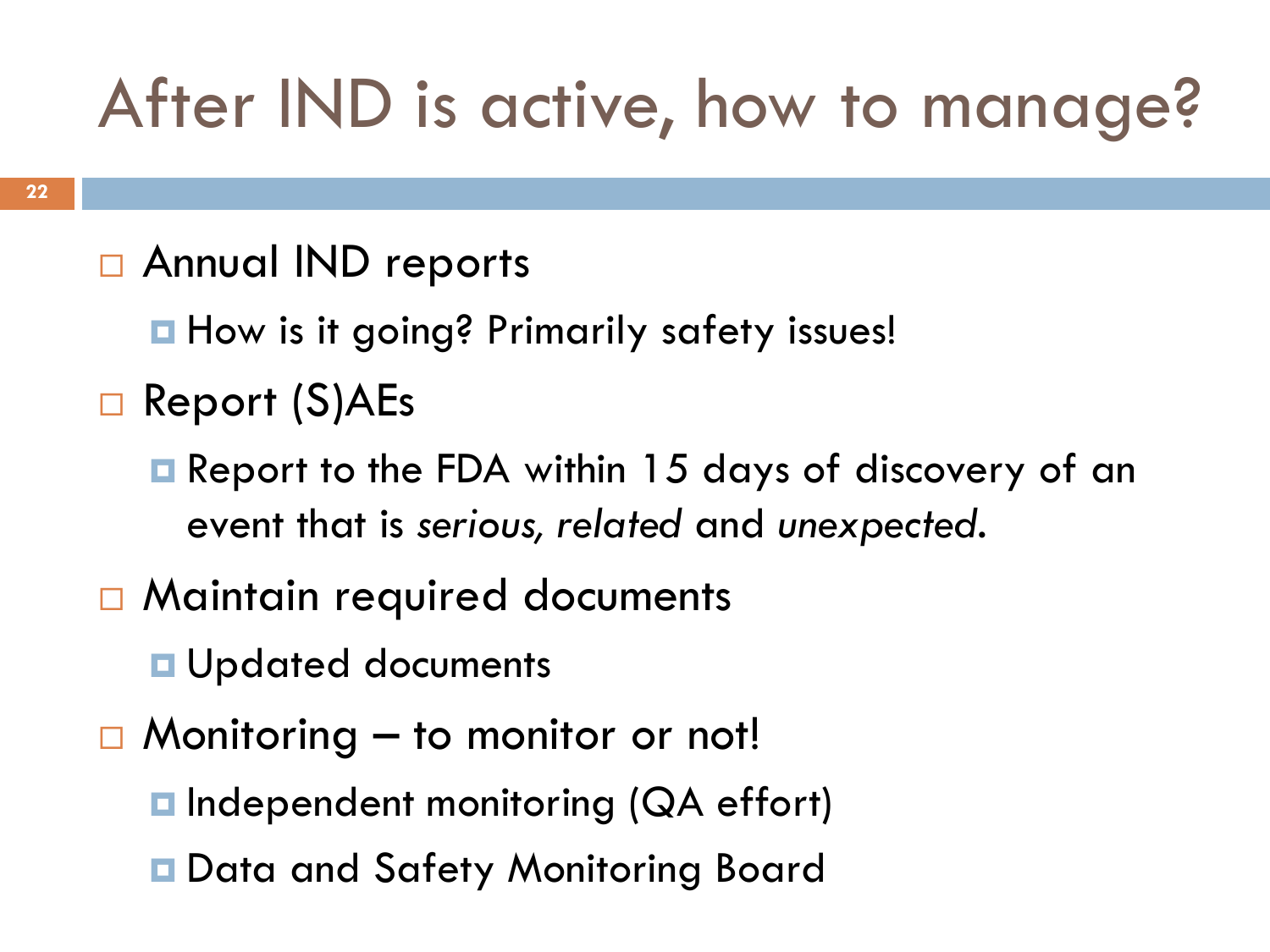# After IND is active, how to manage?

- Annual IND reports
  - How is it going? Primarily safety issues!
- Report (S)AEs
  - Report to the FDA within 15 days of discovery of an event that is *serious, related* and *unexpected*.
- Maintain required documents
  - Updated documents
- Monitoring – to monitor or not!
  - Independent monitoring (QA effort)
  - Data and Safety Monitoring Board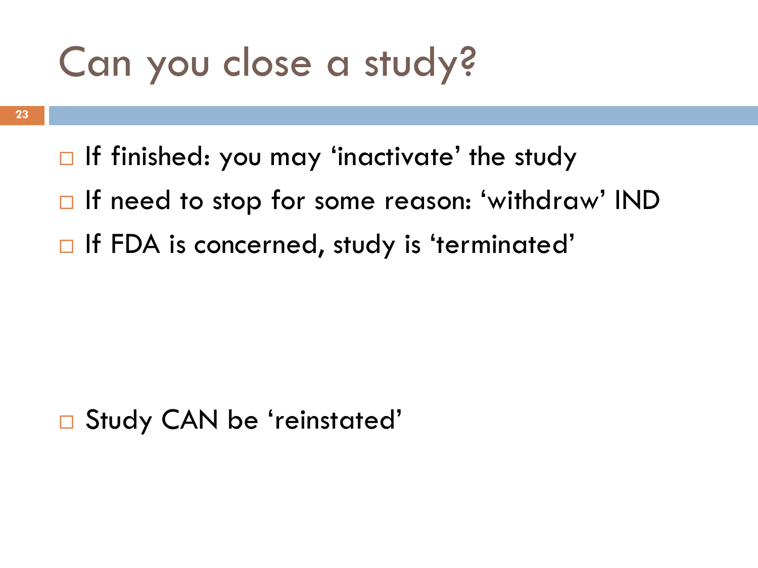# Can you close a study?

- If finished: you may 'inactivate' the study
- If need to stop for some reason: 'withdraw' IND
- If FDA is concerned, study is 'terminated'

- Study CAN be 'reinstated'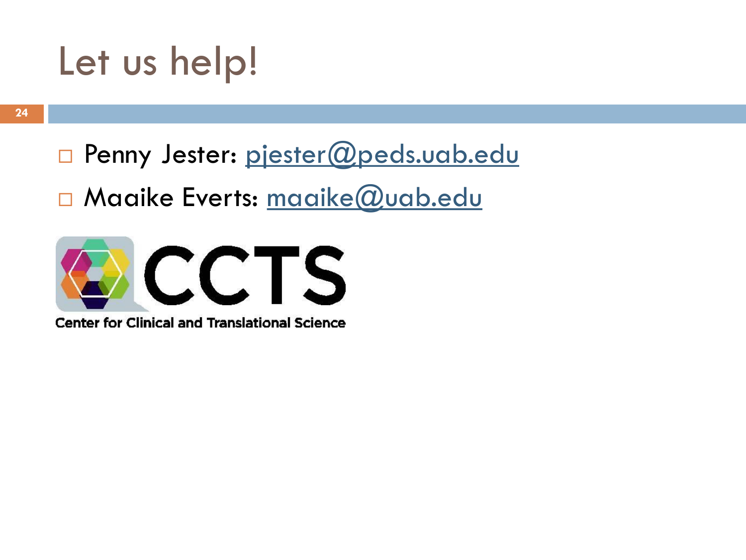# Let us help!

- Penny Jester: pjester@peds.uab.edu
- Maaike Everts: maaike@uab.edu

CCTS

Center for Clinical and Translational Science